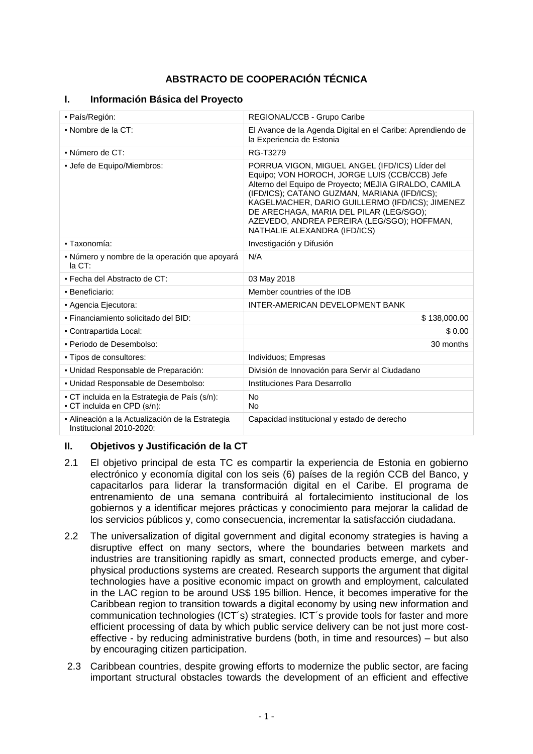# ABSTRACTO DE COOPERACIÓN TÉCNICA

## I. Información Básica del Proyecto

| | |
|---|---|
| ▪ País/Región: | REGIONAL/CCB - Grupo Caribe |
| ▪ Nombre de la CT: | El Avance de la Agenda Digital en el Caribe: Aprendiendo de la Experiencia de Estonia |
| ▪ Número de CT: | RG-T3279 |
| ▪ Jefe de Equipo/Miembros: | PORRUA VIGON, MIGUEL ANGEL (IFD/ICS) Líder del Equipo; VON HOROCH, JORGE LUIS (CCB/CCB) Jefe Alterno del Equipo de Proyecto; MEJIA GIRALDO, CAMILA (IFD/ICS); CATANO GUZMAN, MARIANA (IFD/ICS); KAGELMACHER, DARIO GUILLERMO (IFD/ICS); JIMENEZ DE ARECHAGA, MARIA DEL PILAR (LEG/SGO); AZEVEDO, ANDREA PEREIRA (LEG/SGO); HOFFMAN, NATHALIE ALEXANDRA (IFD/ICS) |
| ▪ Taxonomía: | Investigación y Difusión |
| ▪ Número y nombre de la operación que apoyará la CT: | N/A |
| ▪ Fecha del Abstracto de CT: | 03 May 2018 |
| ▪ Beneficiario: | Member countries of the IDB |
| ▪ Agencia Ejecutora: | INTER-AMERICAN DEVELOPMENT BANK |
| ▪ Financiamiento solicitado del BID: | $ 138,000.00 |
| ▪ Contrapartida Local: | $ 0.00 |
| ▪ Periodo de Desembolso: | 30 months |
| ▪ Tipos de consultores: | Individuos; Empresas |
| ▪ Unidad Responsable de Preparación: | División de Innovación para Servir al Ciudadano |
| ▪ Unidad Responsable de Desembolso: | Instituciones Para Desarrollo |
| ▪ CT incluida en la Estrategia de País (s/n):<br>▪ CT incluida en CPD (s/n): | No<br>No |
| ▪ Alineación a la Actualización de la Estrategia Institucional 2010-2020: | Capacidad institucional y estado de derecho |

## II. Objetivos y Justificación de la CT

2.1 El objetivo principal de esta TC es compartir la experiencia de Estonia en gobierno electrónico y economía digital con los seis (6) países de la región CCB del Banco, y capacitarlos para liderar la transformación digital en el Caribe. El programa de entrenamiento de una semana contribuirá al fortalecimiento institucional de los gobiernos y a identificar mejores prácticas y conocimiento para mejorar la calidad de los servicios públicos y, como consecuencia, incrementar la satisfacción ciudadana.

2.2 The universalization of digital government and digital economy strategies is having a disruptive effect on many sectors, where the boundaries between markets and industries are transitioning rapidly as smart, connected products emerge, and cyber-physical productions systems are created. Research supports the argument that digital technologies have a positive economic impact on growth and employment, calculated in the LAC region to be around US$ 195 billion. Hence, it becomes imperative for the Caribbean region to transition towards a digital economy by using new information and communication technologies (ICT´s) strategies. ICT´s provide tools for faster and more efficient processing of data by which public service delivery can be not just more cost-effective - by reducing administrative burdens (both, in time and resources) – but also by encouraging citizen participation.

2.3 Caribbean countries, despite growing efforts to modernize the public sector, are facing important structural obstacles towards the development of an efficient and effective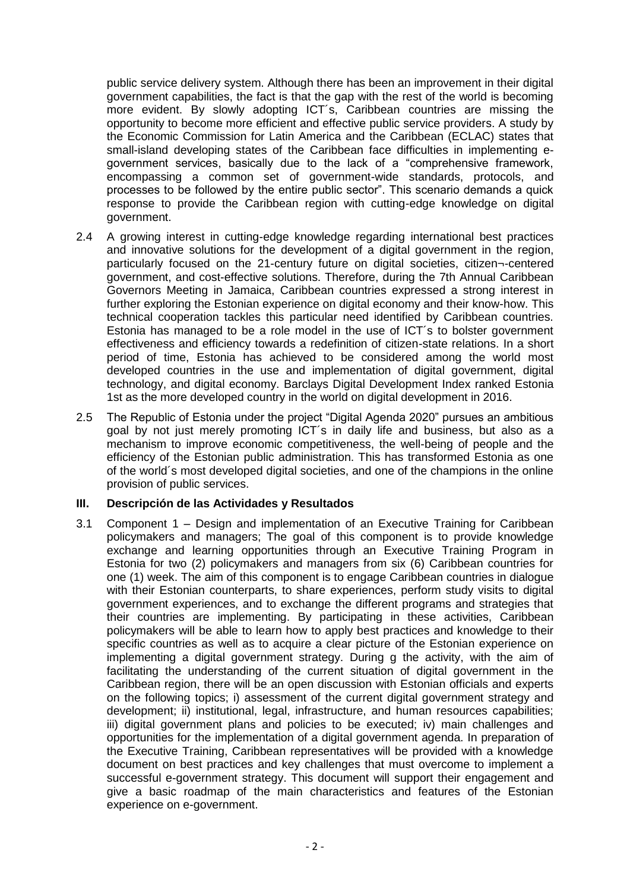public service delivery system. Although there has been an improvement in their digital government capabilities, the fact is that the gap with the rest of the world is becoming more evident. By slowly adopting ICT´s, Caribbean countries are missing the opportunity to become more efficient and effective public service providers. A study by the Economic Commission for Latin America and the Caribbean (ECLAC) states that small-island developing states of the Caribbean face difficulties in implementing e-government services, basically due to the lack of a "comprehensive framework, encompassing a common set of government-wide standards, protocols, and processes to be followed by the entire public sector". This scenario demands a quick response to provide the Caribbean region with cutting-edge knowledge on digital government.

2.4 A growing interest in cutting-edge knowledge regarding international best practices and innovative solutions for the development of a digital government in the region, particularly focused on the 21-century future on digital societies, citizen¬-centered government, and cost-effective solutions. Therefore, during the 7th Annual Caribbean Governors Meeting in Jamaica, Caribbean countries expressed a strong interest in further exploring the Estonian experience on digital economy and their know-how. This technical cooperation tackles this particular need identified by Caribbean countries. Estonia has managed to be a role model in the use of ICT´s to bolster government effectiveness and efficiency towards a redefinition of citizen-state relations. In a short period of time, Estonia has achieved to be considered among the world most developed countries in the use and implementation of digital government, digital technology, and digital economy. Barclays Digital Development Index ranked Estonia 1st as the more developed country in the world on digital development in 2016.

2.5 The Republic of Estonia under the project "Digital Agenda 2020" pursues an ambitious goal by not just merely promoting ICT´s in daily life and business, but also as a mechanism to improve economic competitiveness, the well-being of people and the efficiency of the Estonian public administration. This has transformed Estonia as one of the world´s most developed digital societies, and one of the champions in the online provision of public services.

## III. Descripción de las Actividades y Resultados

3.1 Component 1 – Design and implementation of an Executive Training for Caribbean policymakers and managers; The goal of this component is to provide knowledge exchange and learning opportunities through an Executive Training Program in Estonia for two (2) policymakers and managers from six (6) Caribbean countries for one (1) week. The aim of this component is to engage Caribbean countries in dialogue with their Estonian counterparts, to share experiences, perform study visits to digital government experiences, and to exchange the different programs and strategies that their countries are implementing. By participating in these activities, Caribbean policymakers will be able to learn how to apply best practices and knowledge to their specific countries as well as to acquire a clear picture of the Estonian experience on implementing a digital government strategy. During g the activity, with the aim of facilitating the understanding of the current situation of digital government in the Caribbean region, there will be an open discussion with Estonian officials and experts on the following topics; i) assessment of the current digital government strategy and development; ii) institutional, legal, infrastructure, and human resources capabilities; iii) digital government plans and policies to be executed; iv) main challenges and opportunities for the implementation of a digital government agenda. In preparation of the Executive Training, Caribbean representatives will be provided with a knowledge document on best practices and key challenges that must overcome to implement a successful e-government strategy. This document will support their engagement and give a basic roadmap of the main characteristics and features of the Estonian experience on e-government.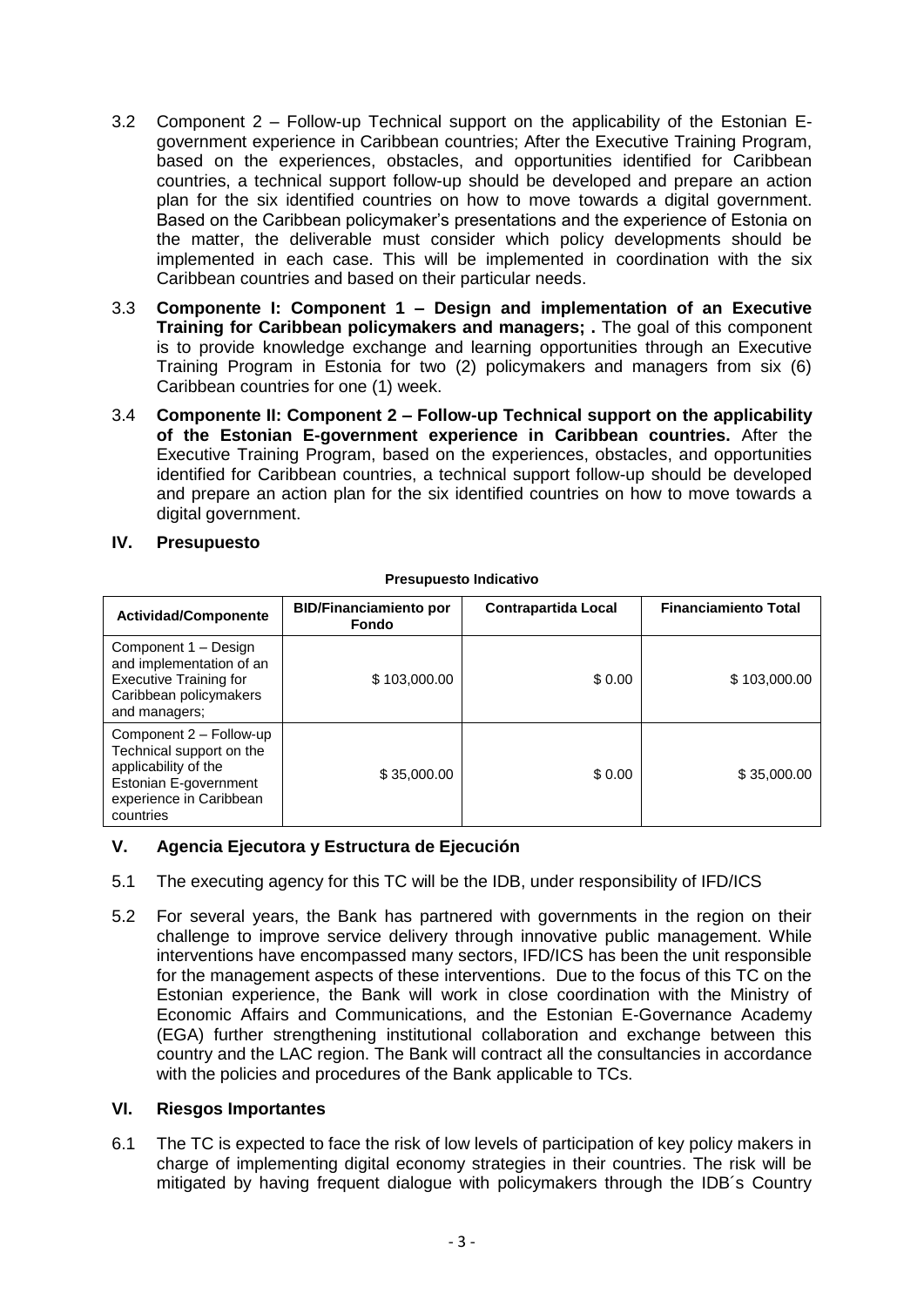3.2 Component 2 – Follow-up Technical support on the applicability of the Estonian E-government experience in Caribbean countries; After the Executive Training Program, based on the experiences, obstacles, and opportunities identified for Caribbean countries, a technical support follow-up should be developed and prepare an action plan for the six identified countries on how to move towards a digital government. Based on the Caribbean policymaker's presentations and the experience of Estonia on the matter, the deliverable must consider which policy developments should be implemented in each case. This will be implemented in coordination with the six Caribbean countries and based on their particular needs.

3.3 **Componente I: Component 1 – Design and implementation of an Executive Training for Caribbean policymakers and managers; .** The goal of this component is to provide knowledge exchange and learning opportunities through an Executive Training Program in Estonia for two (2) policymakers and managers from six (6) Caribbean countries for one (1) week.

3.4 **Componente II: Component 2 – Follow-up Technical support on the applicability of the Estonian E-government experience in Caribbean countries.** After the Executive Training Program, based on the experiences, obstacles, and opportunities identified for Caribbean countries, a technical support follow-up should be developed and prepare an action plan for the six identified countries on how to move towards a digital government.

## IV. Presupuesto

**Presupuesto Indicativo**

| Actividad/Componente | BID/Financiamiento por Fondo | Contrapartida Local | Financiamiento Total |
|---|---|---|---|
| Component 1 – Design and implementation of an Executive Training for Caribbean policymakers and managers; | $ 103,000.00 | $ 0.00 | $ 103,000.00 |
| Component 2 – Follow-up Technical support on the applicability of the Estonian E-government experience in Caribbean countries | $ 35,000.00 | $ 0.00 | $ 35,000.00 |

## V. Agencia Ejecutora y Estructura de Ejecución

5.1 The executing agency for this TC will be the IDB, under responsibility of IFD/ICS

5.2 For several years, the Bank has partnered with governments in the region on their challenge to improve service delivery through innovative public management. While interventions have encompassed many sectors, IFD/ICS has been the unit responsible for the management aspects of these interventions. Due to the focus of this TC on the Estonian experience, the Bank will work in close coordination with the Ministry of Economic Affairs and Communications, and the Estonian E-Governance Academy (EGA) further strengthening institutional collaboration and exchange between this country and the LAC region. The Bank will contract all the consultancies in accordance with the policies and procedures of the Bank applicable to TCs.

## VI. Riesgos Importantes

6.1 The TC is expected to face the risk of low levels of participation of key policy makers in charge of implementing digital economy strategies in their countries. The risk will be mitigated by having frequent dialogue with policymakers through the IDB´s Country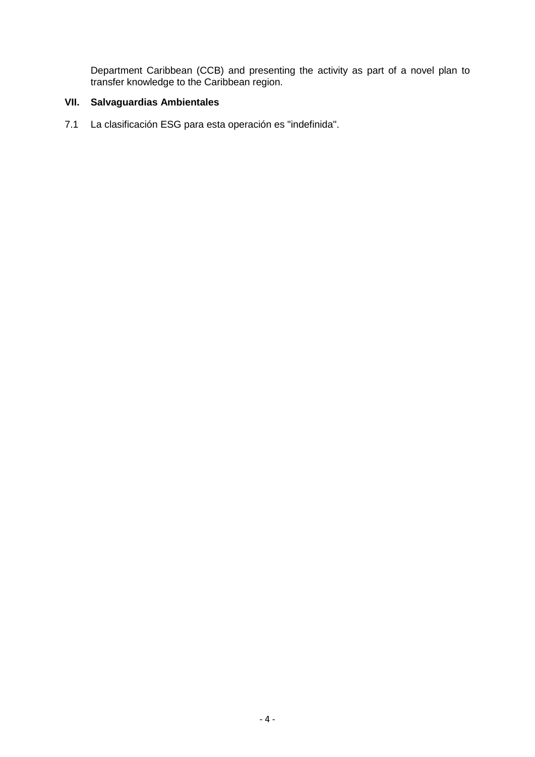Department Caribbean (CCB) and presenting the activity as part of a novel plan to transfer knowledge to the Caribbean region.

## VII. Salvaguardias Ambientales

7.1 La clasificación ESG para esta operación es "indefinida".